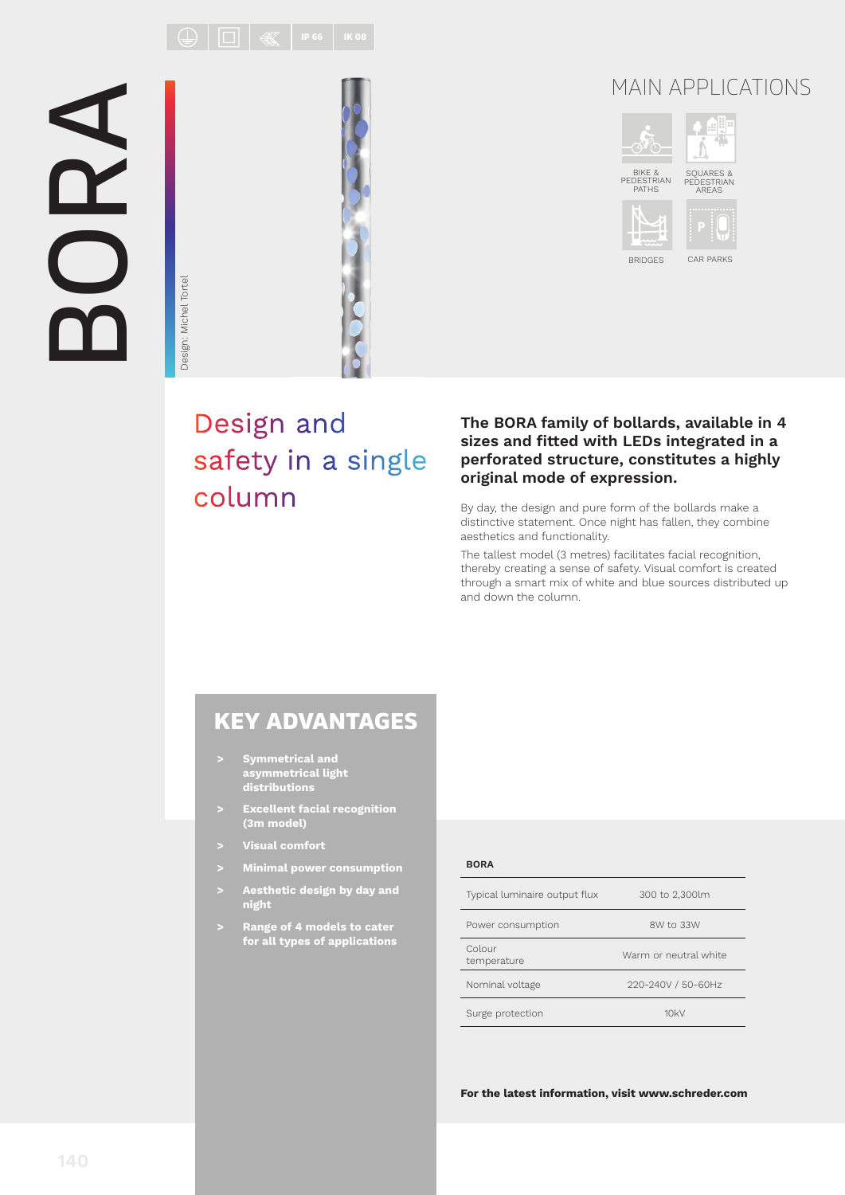# BORA

IP 66 | IK 08

Design: Michel Tortel

## MAIN APPLICATIONS

- BIKE & PEDESTRIAN PATHS
- SQUARES & PEDESTRIAN AREAS
- BRIDGES
- CAR PARKS

## Design and safety in a single column

**The BORA family of bollards, available in 4 sizes and fitted with LEDs integrated in a perforated structure, constitutes a highly original mode of expression.**

By day, the design and pure form of the bollards make a distinctive statement. Once night has fallen, they combine aesthetics and functionality.

The tallest model (3 metres) facilitates facial recognition, thereby creating a sense of safety. Visual comfort is created through a smart mix of white and blue sources distributed up and down the column.

## KEY ADVANTAGES

- **Symmetrical and asymmetrical light distributions**
- **Excellent facial recognition (3m model)**
- **Visual comfort**
- **Minimal power consumption**
- **Aesthetic design by day and night**
- **Range of 4 models to cater for all types of applications**

| BORA | |
|---|---|
| Typical luminaire output flux | 300 to 2,300lm |
| Power consumption | 8W to 33W |
| Colour temperature | Warm or neutral white |
| Nominal voltage | 220-240V / 50-60Hz |
| Surge protection | 10kV |

**For the latest information, visit www.schreder.com**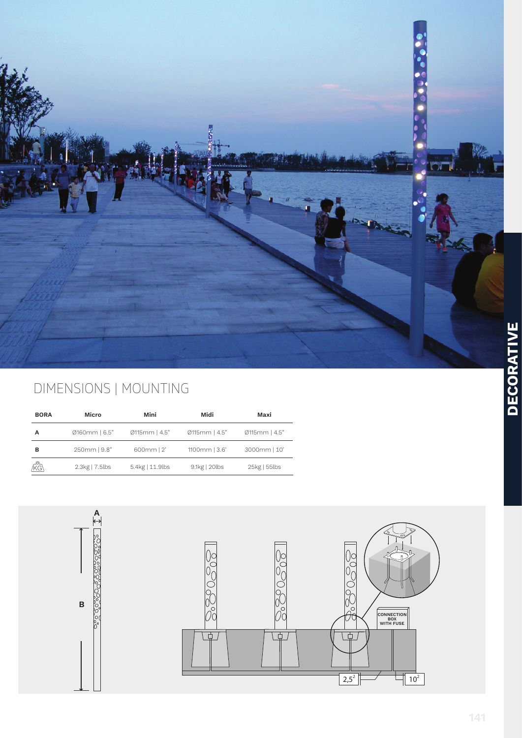## DIMENSIONS | MOUNTING

| BORA | Micro | Mini | Midi | Maxi |
|---|---|---|---|---|
| A | Ø160mm \| 6.5" | Ø115mm \| 4.5" | Ø115mm \| 4.5" | Ø115mm \| 4.5" |
| B | 250mm \| 9.8" | 600mm \| 2' | 1100mm \| 3.6' | 3000mm \| 10' |
| KG | 2.3kg \| 7.5lbs | 5.4kg \| 11.9lbs | 9.1kg \| 20lbs | 25kg \| 55lbs |

A

B

CONNECTION BOX WITH FUSE

$2{,}5^2$

$10^2$

DECORATIVE